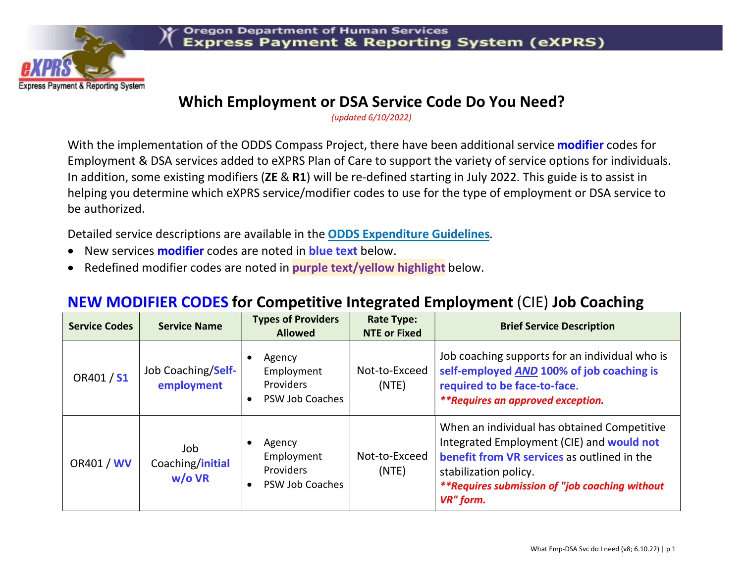Oregon Department of Human Services
Express Payment & Reporting System (eXPRS)

# Which Employment or DSA Service Code Do You Need?

*(updated 6/10/2022)*

With the implementation of the ODDS Compass Project, there have been additional service **modifier** codes for Employment & DSA services added to eXPRS Plan of Care to support the variety of service options for individuals. In addition, some existing modifiers (**ZE** & **R1**) will be re-defined starting in July 2022. This guide is to assist in helping you determine which eXPRS service/modifier codes to use for the type of employment or DSA service to be authorized.

Detailed service descriptions are available in the **ODDS Expenditure Guidelines**.

- New services **modifier** codes are noted in **blue text** below.
- Redefined modifier codes are noted in **purple text/yellow highlight** below.

## NEW MODIFIER CODES for Competitive Integrated Employment (CIE) Job Coaching

| Service Codes | Service Name | Types of Providers Allowed | Rate Type: NTE or Fixed | Brief Service Description |
|---|---|---|---|---|
| OR401 / **S1** | Job Coaching/**Self-employment** | • Agency Employment Providers<br>• PSW Job Coaches | Not-to-Exceed (NTE) | Job coaching supports for an individual who is **self-employed *AND* 100% of job coaching is required to be face-to-face**.<br>***\*\*Requires an approved exception.*** |
| OR401 / **WV** | Job Coaching/**initial w/o VR** | • Agency Employment Providers<br>• PSW Job Coaches | Not-to-Exceed (NTE) | When an individual has obtained Competitive Integrated Employment (CIE) and **would not benefit from VR services** as outlined in the stabilization policy.<br>***\*\*Requires submission of "job coaching without VR" form.*** |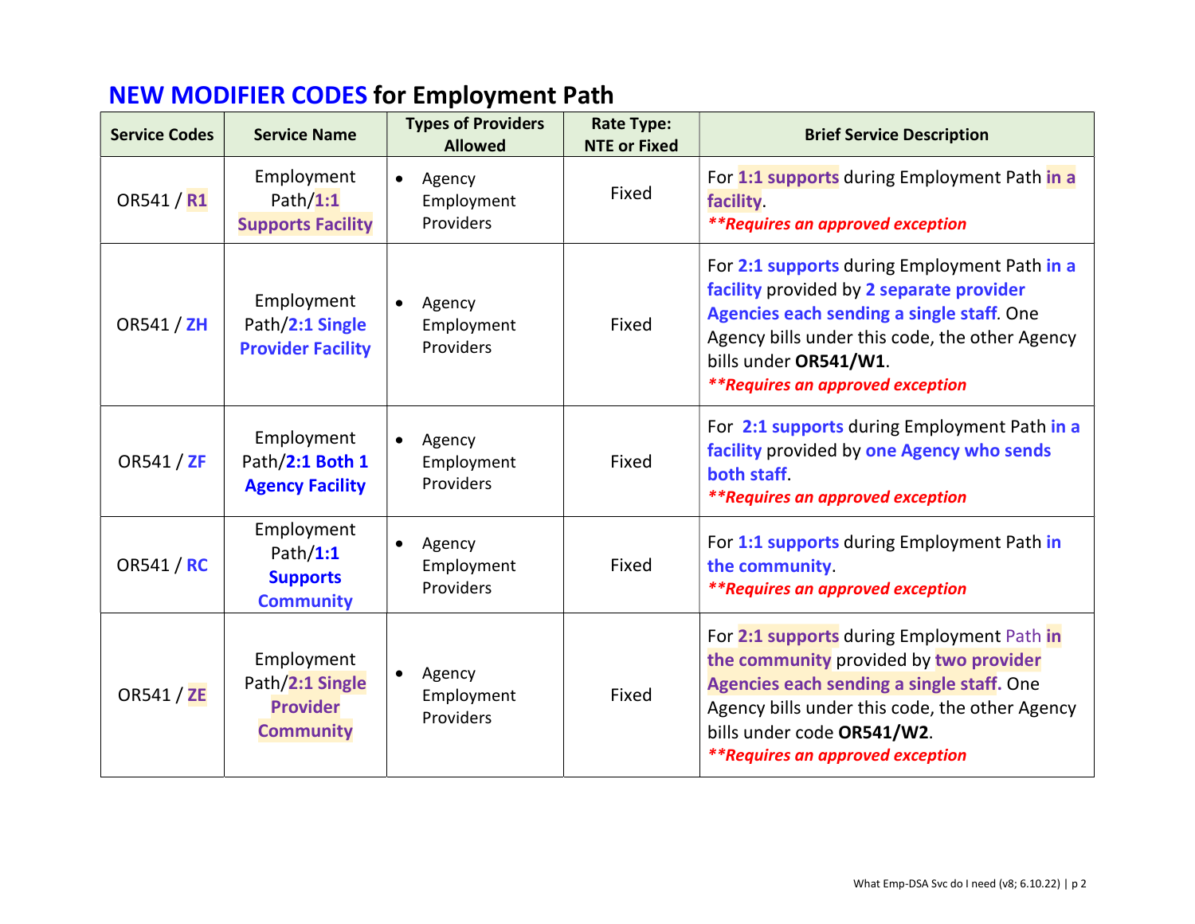# NEW MODIFIER CODES for Employment Path

| Service Codes | Service Name | Types of Providers Allowed | Rate Type: NTE or Fixed | Brief Service Description |
|---|---|---|---|---|
| OR541 / **R1** | Employment Path/**1:1 Supports Facility** | • Agency Employment Providers | Fixed | For **1:1 supports** during Employment Path **in a facility**. ***\*\*Requires an approved exception*** |
| OR541 / **ZH** | Employment Path/**2:1 Single Provider Facility** | • Agency Employment Providers | Fixed | For **2:1 supports** during Employment Path **in a facility** provided by **2 separate provider Agencies each sending a single staff**. One Agency bills under this code, the other Agency bills under **OR541/W1**. ***\*\*Requires an approved exception*** |
| OR541 / **ZF** | Employment Path/**2:1 Both 1 Agency Facility** | • Agency Employment Providers | Fixed | For **2:1 supports** during Employment Path **in a facility** provided by **one Agency who sends both staff**. ***\*\*Requires an approved exception*** |
| OR541 / **RC** | Employment Path/**1:1 Supports Community** | • Agency Employment Providers | Fixed | For **1:1 supports** during Employment Path **in the community**. ***\*\*Requires an approved exception*** |
| OR541 / **ZE** | Employment Path/**2:1 Single Provider Community** | • Agency Employment Providers | Fixed | For **2:1 supports** during Employment Path **in the community** provided by **two provider Agencies each sending a single staff.** One Agency bills under this code, the other Agency bills under code **OR541/W2**. ***\*\*Requires an approved exception*** |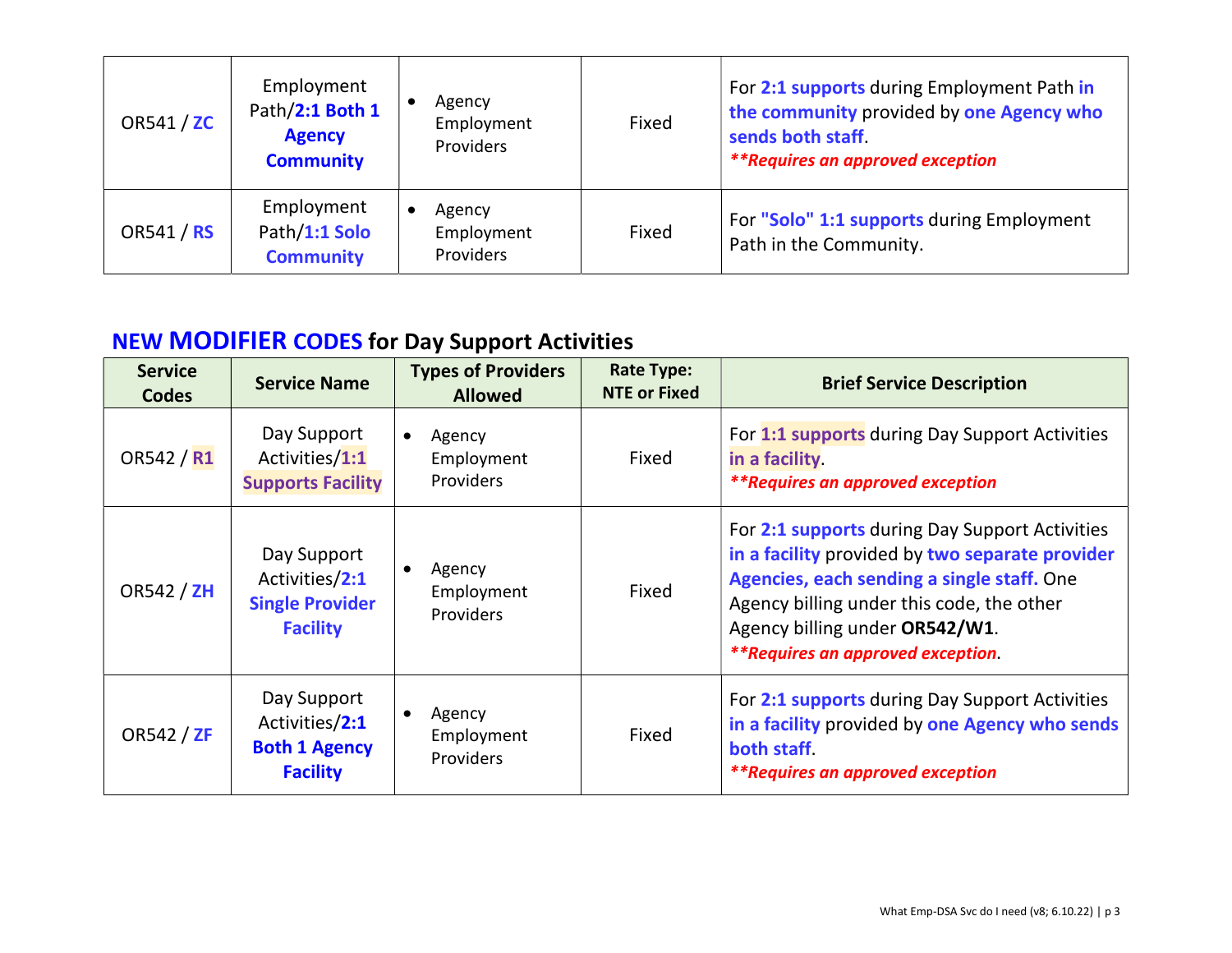| | | | | |
|---|---|---|---|---|
| OR541 / **ZC** | Employment Path/**2:1 Both 1 Agency Community** | • Agency Employment Providers | Fixed | For **2:1 supports** during Employment Path **in the community** provided by **one Agency who sends both staff**. ***\*\*Requires an approved exception*** |
| OR541 / **RS** | Employment Path/**1:1 Solo Community** | • Agency Employment Providers | Fixed | For **"Solo" 1:1 supports** during Employment Path in the Community. |

## NEW MODIFIER CODES for Day Support Activities

| Service Codes | Service Name | Types of Providers Allowed | Rate Type: NTE or Fixed | Brief Service Description |
|---|---|---|---|---|
| OR542 / **R1** | Day Support Activities/**1:1 Supports Facility** | • Agency Employment Providers | Fixed | For **1:1 supports** during Day Support Activities **in a facility**. ***\*\*Requires an approved exception*** |
| OR542 / **ZH** | Day Support Activities/**2:1 Single Provider Facility** | • Agency Employment Providers | Fixed | For **2:1 supports** during Day Support Activities **in a facility** provided by **two separate provider Agencies, each sending a single staff.** One Agency billing under this code, the other Agency billing under **OR542/W1**. ***\*\*Requires an approved exception***. |
| OR542 / **ZF** | Day Support Activities/**2:1 Both 1 Agency Facility** | • Agency Employment Providers | Fixed | For **2:1 supports** during Day Support Activities **in a facility** provided by **one Agency who sends both staff**. ***\*\*Requires an approved exception*** |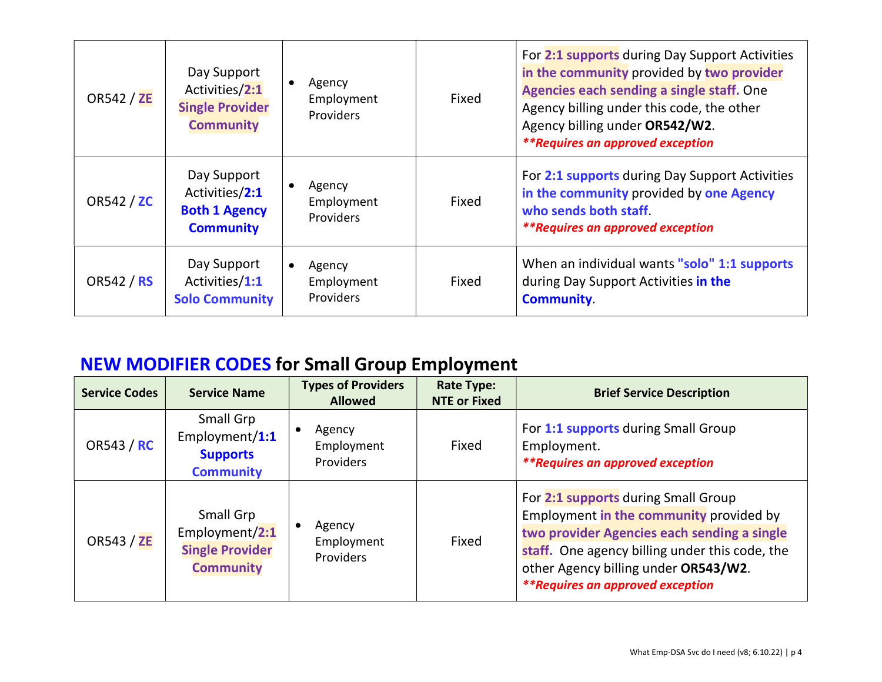| | | | | |
|---|---|---|---|---|
| OR542 / **ZE** | Day Support Activities/**2:1 Single Provider Community** | • Agency Employment Providers | Fixed | For **2:1 supports** during Day Support Activities **in the community** provided by **two provider Agencies each sending a single staff.** One Agency billing under this code, the other Agency billing under **OR542/W2**. ***\*\*Requires an approved exception*** |
| OR542 / **ZC** | Day Support Activities/**2:1 Both 1 Agency Community** | • Agency Employment Providers | Fixed | For **2:1 supports** during Day Support Activities **in the community** provided by **one Agency who sends both staff**. ***\*\*Requires an approved exception*** |
| OR542 / **RS** | Day Support Activities/**1:1 Solo Community** | • Agency Employment Providers | Fixed | When an individual wants **"solo" 1:1 supports** during Day Support Activities **in the Community**. |

## NEW MODIFIER CODES for Small Group Employment

| Service Codes | Service Name | Types of Providers Allowed | Rate Type: NTE or Fixed | Brief Service Description |
|---|---|---|---|---|
| OR543 / **RC** | Small Grp Employment/**1:1 Supports Community** | • Agency Employment Providers | Fixed | For **1:1 supports** during Small Group Employment. ***\*\*Requires an approved exception*** |
| OR543 / **ZE** | Small Grp Employment/**2:1 Single Provider Community** | • Agency Employment Providers | Fixed | For **2:1 supports** during Small Group Employment **in the community** provided by **two provider Agencies each sending a single staff.** One agency billing under this code, the other Agency billing under **OR543/W2**. ***\*\*Requires an approved exception*** |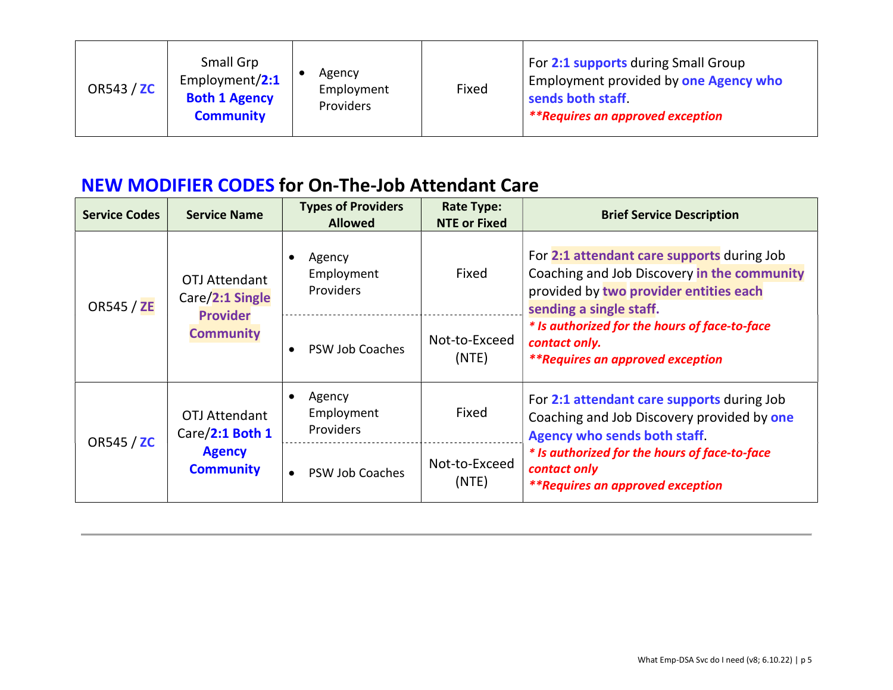| | | | | |
|---|---|---|---|---|
| OR543 / **ZC** | Small Grp Employment/**2:1 Both 1 Agency Community** | • Agency Employment Providers | Fixed | For **2:1 supports** during Small Group Employment provided by **one Agency who sends both staff**. ***\*\*Requires an approved exception*** |

## **NEW MODIFIER CODES** for On-The-Job Attendant Care

| Service Codes | Service Name | Types of Providers Allowed | Rate Type: NTE or Fixed | Brief Service Description |
|---|---|---|---|---|
| OR545 / **ZE** | OTJ Attendant Care/**2:1 Single Provider Community** | • Agency Employment Providers | Fixed | For **2:1 attendant care supports** during Job Coaching and Job Discovery **in the community** provided by **two provider entities each sending a single staff.** ***\* Is authorized for the hours of face-to-face contact only.*** ***\*\*Requires an approved exception*** |
| | | • PSW Job Coaches | Not-to-Exceed (NTE) | |
| OR545 / **ZC** | OTJ Attendant Care/**2:1 Both 1 Agency Community** | • Agency Employment Providers | Fixed | For **2:1 attendant care supports** during Job Coaching and Job Discovery provided by **one Agency who sends both staff**. ***\* Is authorized for the hours of face-to-face contact only*** ***\*\*Requires an approved exception*** |
| | | • PSW Job Coaches | Not-to-Exceed (NTE) | |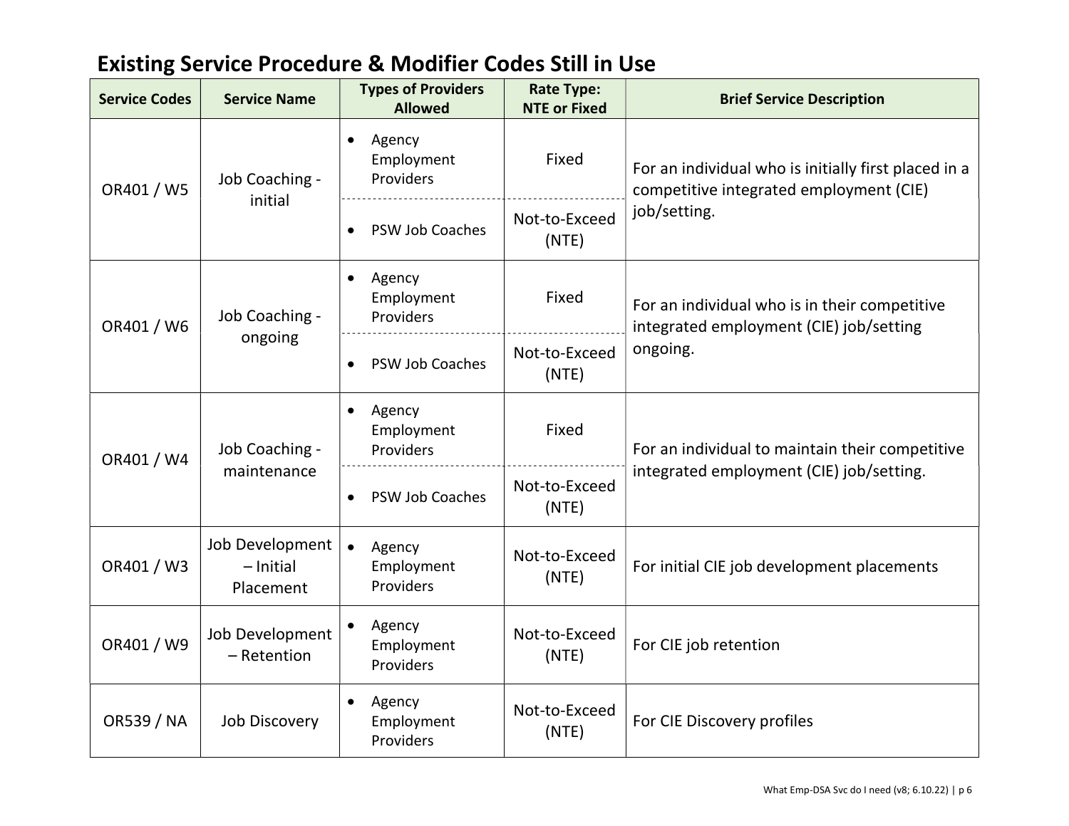## Existing Service Procedure & Modifier Codes Still in Use

| Service Codes | Service Name | Types of Providers Allowed | Rate Type: NTE or Fixed | Brief Service Description |
|---|---|---|---|---|
| OR401 / W5 | Job Coaching - initial | • Agency Employment Providers | Fixed | For an individual who is initially first placed in a competitive integrated employment (CIE) job/setting. |
| | | • PSW Job Coaches | Not-to-Exceed (NTE) | |
| OR401 / W6 | Job Coaching - ongoing | • Agency Employment Providers | Fixed | For an individual who is in their competitive integrated employment (CIE) job/setting ongoing. |
| | | • PSW Job Coaches | Not-to-Exceed (NTE) | |
| OR401 / W4 | Job Coaching - maintenance | • Agency Employment Providers | Fixed | For an individual to maintain their competitive integrated employment (CIE) job/setting. |
| | | • PSW Job Coaches | Not-to-Exceed (NTE) | |
| OR401 / W3 | Job Development – Initial Placement | • Agency Employment Providers | Not-to-Exceed (NTE) | For initial CIE job development placements |
| OR401 / W9 | Job Development – Retention | • Agency Employment Providers | Not-to-Exceed (NTE) | For CIE job retention |
| OR539 / NA | Job Discovery | • Agency Employment Providers | Not-to-Exceed (NTE) | For CIE Discovery profiles |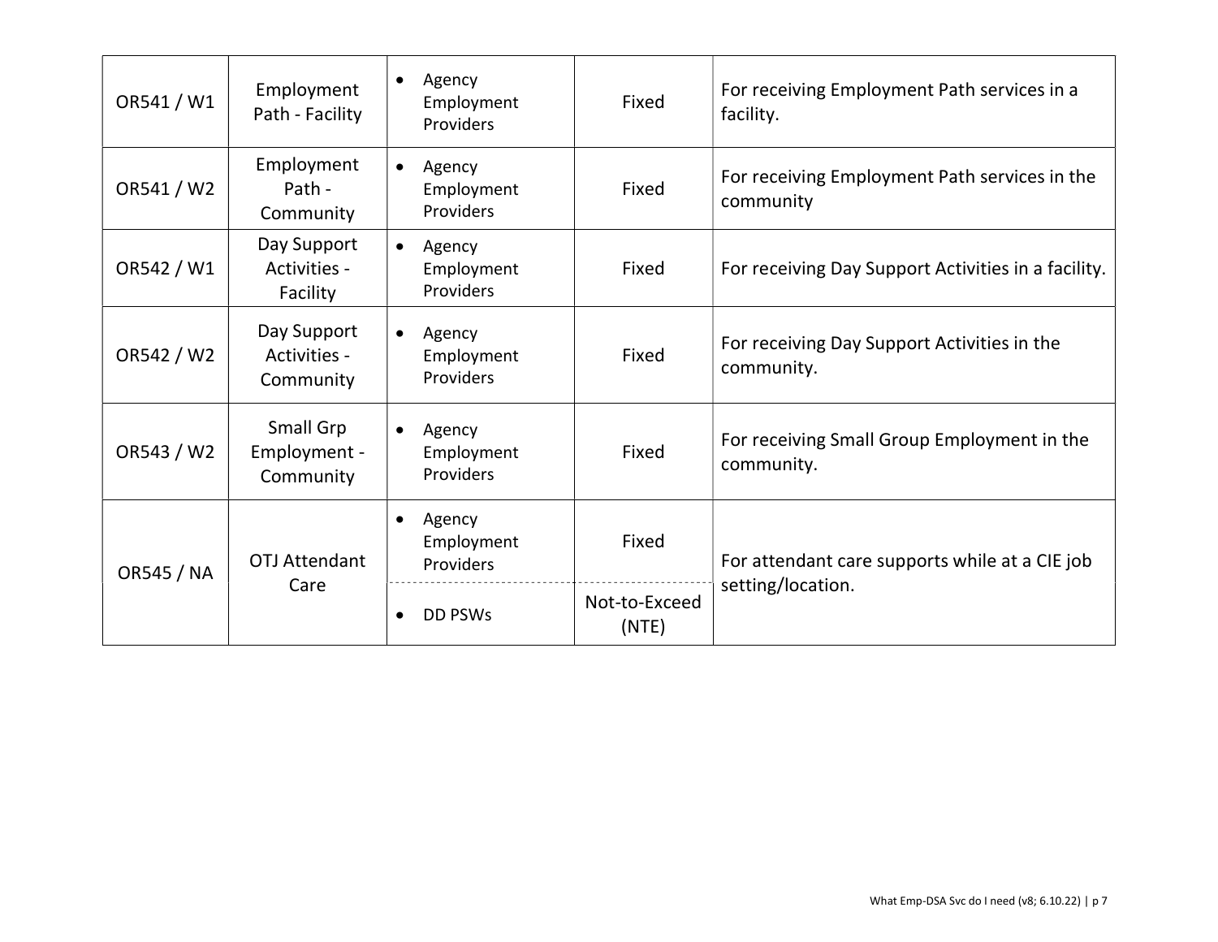| | | | | |
|---|---|---|---|---|
| OR541 / W1 | Employment Path - Facility | • Agency Employment Providers | Fixed | For receiving Employment Path services in a facility. |
| OR541 / W2 | Employment Path - Community | • Agency Employment Providers | Fixed | For receiving Employment Path services in the community |
| OR542 / W1 | Day Support Activities - Facility | • Agency Employment Providers | Fixed | For receiving Day Support Activities in a facility. |
| OR542 / W2 | Day Support Activities - Community | • Agency Employment Providers | Fixed | For receiving Day Support Activities in the community. |
| OR543 / W2 | Small Grp Employment - Community | • Agency Employment Providers | Fixed | For receiving Small Group Employment in the community. |
| OR545 / NA | OTJ Attendant Care | • Agency Employment Providers | Fixed | For attendant care supports while at a CIE job setting/location. |
| | | • DD PSWs | Not-to-Exceed (NTE) | |